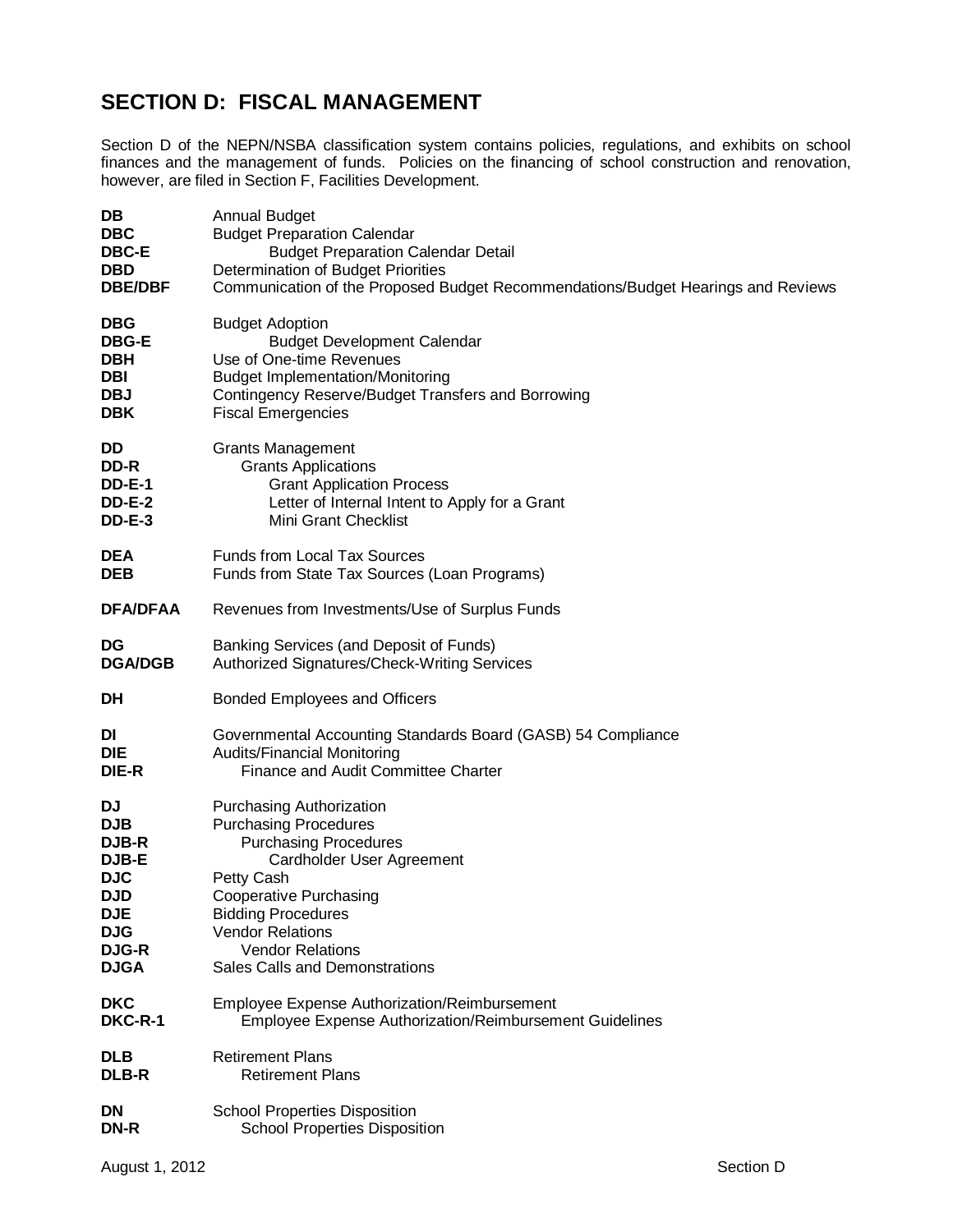# SECTION D: FISCAL MANAGEMENT

Section D of the NEPN/NSBA classification system contains policies, regulations, and exhibits on school finances and the management of funds. Policies on the financing of school construction and renovation, however, are filed in Section F, Facilities Development.

| Code | Title |
|---|---|
| **DB** | Annual Budget |
| **DBC** | Budget Preparation Calendar |
| **DBC-E** | Budget Preparation Calendar Detail |
| **DBD** | Determination of Budget Priorities |
| **DBE/DBF** | Communication of the Proposed Budget Recommendations/Budget Hearings and Reviews |
| | |
| **DBG** | Budget Adoption |
| **DBG-E** | Budget Development Calendar |
| **DBH** | Use of One-time Revenues |
| **DBI** | Budget Implementation/Monitoring |
| **DBJ** | Contingency Reserve/Budget Transfers and Borrowing |
| **DBK** | Fiscal Emergencies |
| | |
| **DD** | Grants Management |
| **DD-R** | Grants Applications |
| **DD-E-1** | Grant Application Process |
| **DD-E-2** | Letter of Internal Intent to Apply for a Grant |
| **DD-E-3** | Mini Grant Checklist |
| | |
| **DEA** | Funds from Local Tax Sources |
| **DEB** | Funds from State Tax Sources (Loan Programs) |
| | |
| **DFA/DFAA** | Revenues from Investments/Use of Surplus Funds |
| | |
| **DG** | Banking Services (and Deposit of Funds) |
| **DGA/DGB** | Authorized Signatures/Check-Writing Services |
| | |
| **DH** | Bonded Employees and Officers |
| | |
| **DI** | Governmental Accounting Standards Board (GASB) 54 Compliance |
| **DIE** | Audits/Financial Monitoring |
| **DIE-R** | Finance and Audit Committee Charter |
| | |
| **DJ** | Purchasing Authorization |
| **DJB** | Purchasing Procedures |
| **DJB-R** | Purchasing Procedures |
| **DJB-E** | Cardholder User Agreement |
| **DJC** | Petty Cash |
| **DJD** | Cooperative Purchasing |
| **DJE** | Bidding Procedures |
| **DJG** | Vendor Relations |
| **DJG-R** | Vendor Relations |
| **DJGA** | Sales Calls and Demonstrations |
| | |
| **DKC** | Employee Expense Authorization/Reimbursement |
| **DKC-R-1** | Employee Expense Authorization/Reimbursement Guidelines |
| | |
| **DLB** | Retirement Plans |
| **DLB-R** | Retirement Plans |
| | |
| **DN** | School Properties Disposition |
| **DN-R** | School Properties Disposition |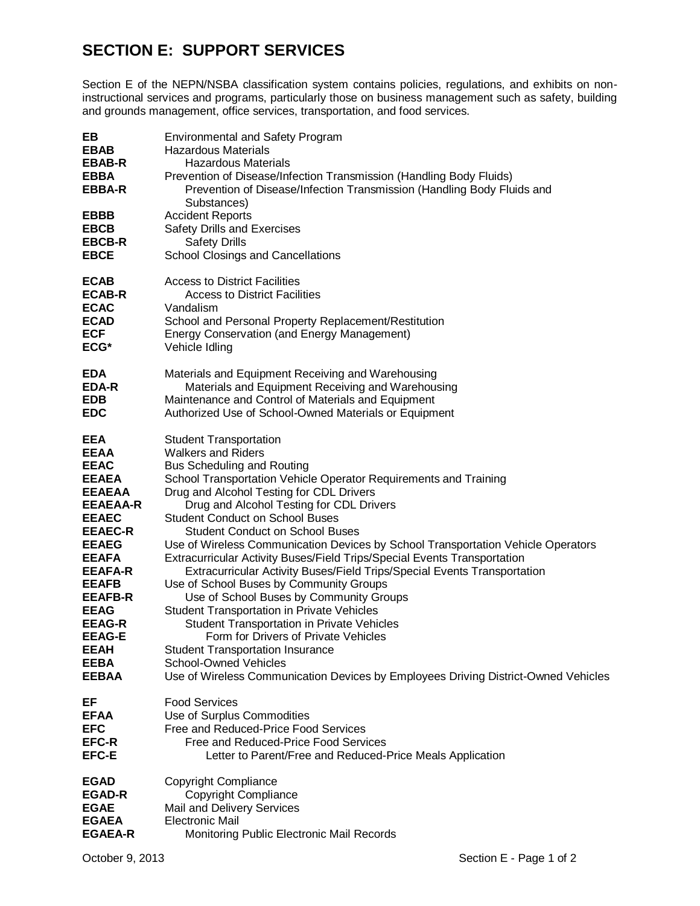# SECTION E: SUPPORT SERVICES

Section E of the NEPN/NSBA classification system contains policies, regulations, and exhibits on non-instructional services and programs, particularly those on business management such as safety, building and grounds management, office services, transportation, and food services.

| | |
|---|---|
| **EB** | Environmental and Safety Program |
| **EBAB** | Hazardous Materials |
| **EBAB-R** | Hazardous Materials |
| **EBBA** | Prevention of Disease/Infection Transmission (Handling Body Fluids) |
| **EBBA-R** | Prevention of Disease/Infection Transmission (Handling Body Fluids and Substances) |
| **EBBB** | Accident Reports |
| **EBCB** | Safety Drills and Exercises |
| **EBCB-R** | Safety Drills |
| **EBCE** | School Closings and Cancellations |
| | |
| **ECAB** | Access to District Facilities |
| **ECAB-R** | Access to District Facilities |
| **ECAC** | Vandalism |
| **ECAD** | School and Personal Property Replacement/Restitution |
| **ECF** | Energy Conservation (and Energy Management) |
| **ECG*** | Vehicle Idling |
| | |
| **EDA** | Materials and Equipment Receiving and Warehousing |
| **EDA-R** | Materials and Equipment Receiving and Warehousing |
| **EDB** | Maintenance and Control of Materials and Equipment |
| **EDC** | Authorized Use of School-Owned Materials or Equipment |
| | |
| **EEA** | Student Transportation |
| **EEAA** | Walkers and Riders |
| **EEAC** | Bus Scheduling and Routing |
| **EEAEA** | School Transportation Vehicle Operator Requirements and Training |
| **EEAEAA** | Drug and Alcohol Testing for CDL Drivers |
| **EEAEAA-R** | Drug and Alcohol Testing for CDL Drivers |
| **EEAEC** | Student Conduct on School Buses |
| **EEAEC-R** | Student Conduct on School Buses |
| **EEAEG** | Use of Wireless Communication Devices by School Transportation Vehicle Operators |
| **EEAFA** | Extracurricular Activity Buses/Field Trips/Special Events Transportation |
| **EEAFA-R** | Extracurricular Activity Buses/Field Trips/Special Events Transportation |
| **EEAFB** | Use of School Buses by Community Groups |
| **EEAFB-R** | Use of School Buses by Community Groups |
| **EEAG** | Student Transportation in Private Vehicles |
| **EEAG-R** | Student Transportation in Private Vehicles |
| **EEAG-E** | Form for Drivers of Private Vehicles |
| **EEAH** | Student Transportation Insurance |
| **EEBA** | School-Owned Vehicles |
| **EEBAA** | Use of Wireless Communication Devices by Employees Driving District-Owned Vehicles |
| | |
| **EF** | Food Services |
| **EFAA** | Use of Surplus Commodities |
| **EFC** | Free and Reduced-Price Food Services |
| **EFC-R** | Free and Reduced-Price Food Services |
| **EFC-E** | Letter to Parent/Free and Reduced-Price Meals Application |
| | |
| **EGAD** | Copyright Compliance |
| **EGAD-R** | Copyright Compliance |
| **EGAE** | Mail and Delivery Services |
| **EGAEA** | Electronic Mail |
| **EGAEA-R** | Monitoring Public Electronic Mail Records |

October 9, 2013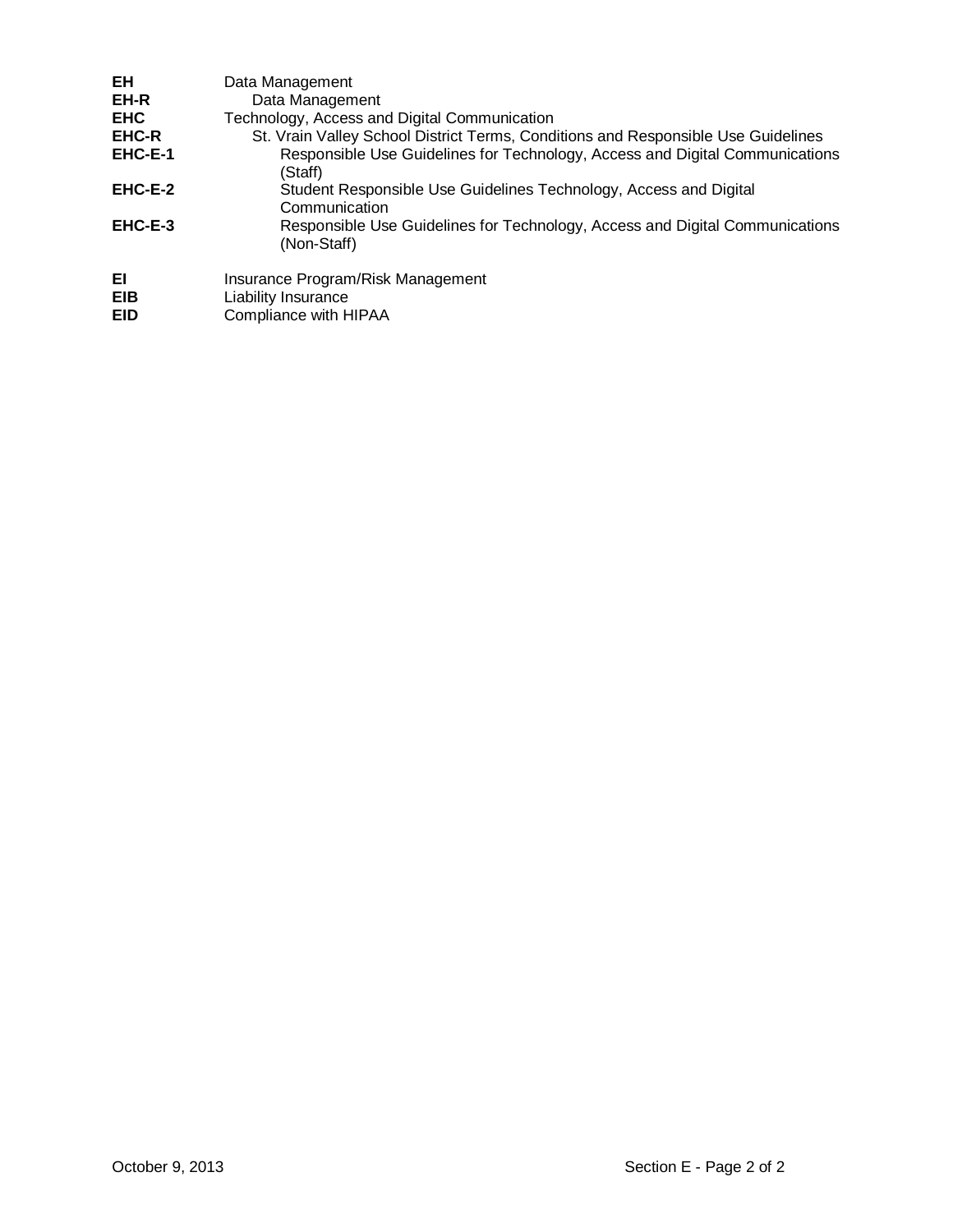| | |
|---|---|
| **EH** | Data Management |
| **EH-R** | Data Management |
| **EHC** | Technology, Access and Digital Communication |
| **EHC-R** | St. Vrain Valley School District Terms, Conditions and Responsible Use Guidelines |
| **EHC-E-1** | Responsible Use Guidelines for Technology, Access and Digital Communications (Staff) |
| **EHC-E-2** | Student Responsible Use Guidelines Technology, Access and Digital Communication |
| **EHC-E-3** | Responsible Use Guidelines for Technology, Access and Digital Communications (Non-Staff) |
| | |
| **EI** | Insurance Program/Risk Management |
| **EIB** | Liability Insurance |
| **EID** | Compliance with HIPAA |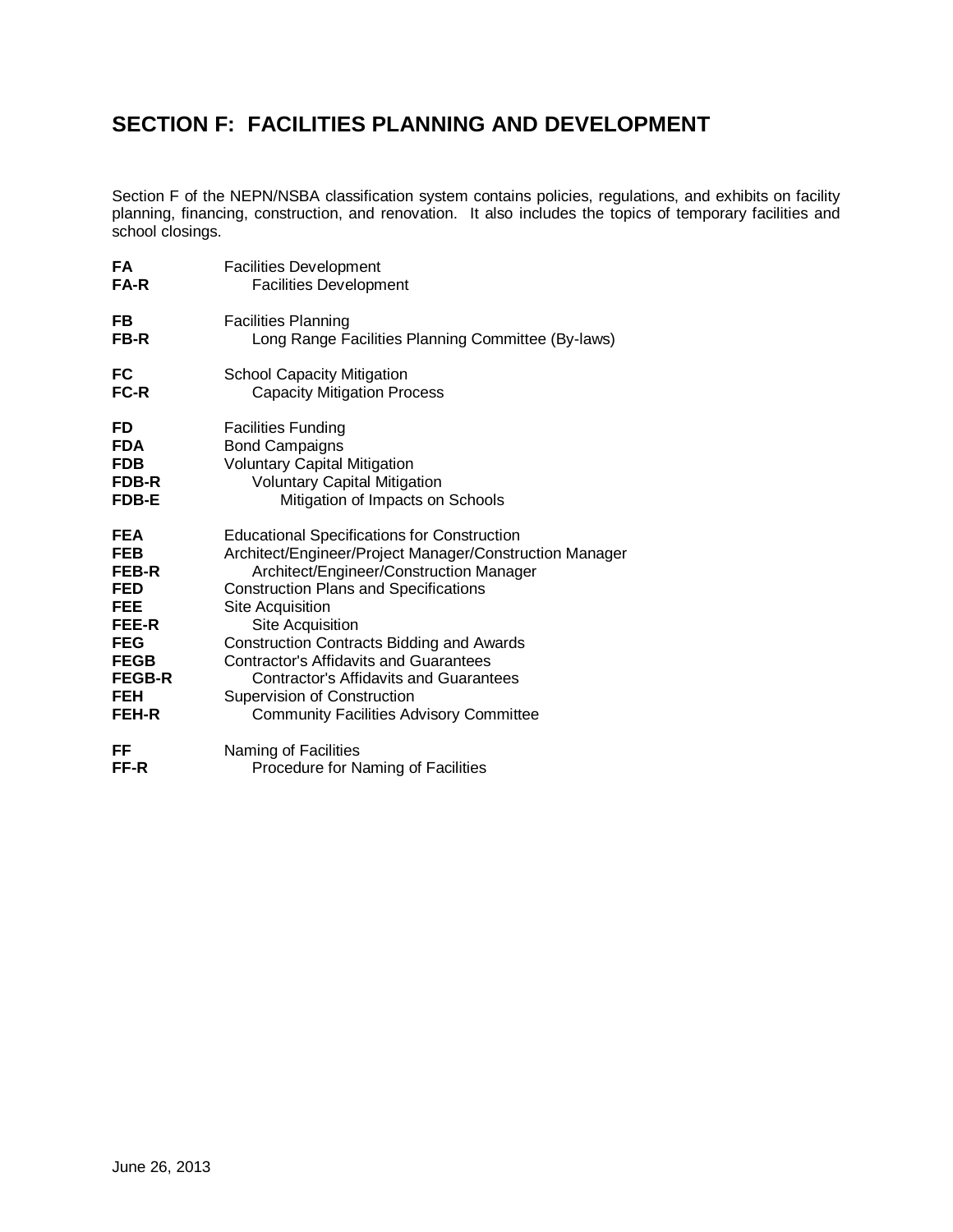# SECTION F: FACILITIES PLANNING AND DEVELOPMENT

Section F of the NEPN/NSBA classification system contains policies, regulations, and exhibits on facility planning, financing, construction, and renovation. It also includes the topics of temporary facilities and school closings.

| | |
|---|---|
| **FA** | Facilities Development |
| **FA-R** | Facilities Development |
| | |
| **FB** | Facilities Planning |
| **FB-R** | Long Range Facilities Planning Committee (By-laws) |
| | |
| **FC** | School Capacity Mitigation |
| **FC-R** | Capacity Mitigation Process |
| | |
| **FD** | Facilities Funding |
| **FDA** | Bond Campaigns |
| **FDB** | Voluntary Capital Mitigation |
| **FDB-R** | Voluntary Capital Mitigation |
| **FDB-E** | Mitigation of Impacts on Schools |
| | |
| **FEA** | Educational Specifications for Construction |
| **FEB** | Architect/Engineer/Project Manager/Construction Manager |
| **FEB-R** | Architect/Engineer/Construction Manager |
| **FED** | Construction Plans and Specifications |
| **FEE** | Site Acquisition |
| **FEE-R** | Site Acquisition |
| **FEG** | Construction Contracts Bidding and Awards |
| **FEGB** | Contractor's Affidavits and Guarantees |
| **FEGB-R** | Contractor's Affidavits and Guarantees |
| **FEH** | Supervision of Construction |
| **FEH-R** | Community Facilities Advisory Committee |
| | |
| **FF** | Naming of Facilities |
| **FF-R** | Procedure for Naming of Facilities |

June 26, 2013